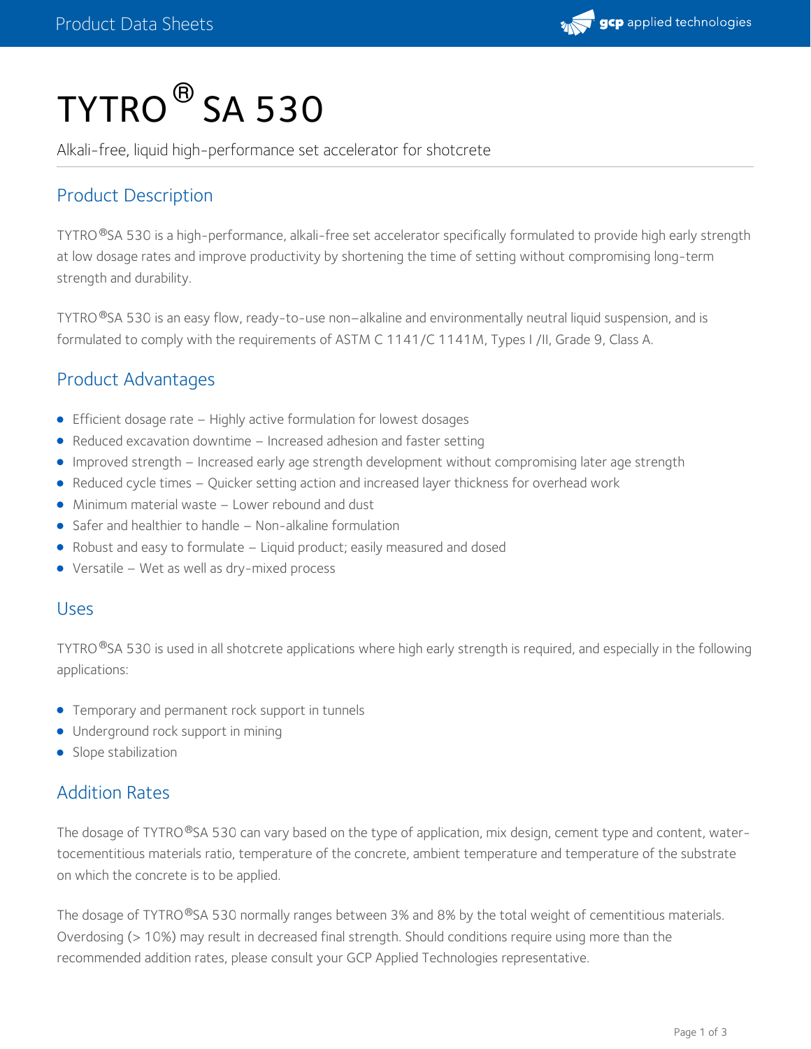# TYTRO® SA 530

Alkali-free, liquid high-performance set accelerator for shotcrete

## Product Description

TYTRO®SA 530 is a high-performance, alkali-free set accelerator specifically formulated to provide high early strength at low dosage rates and improve productivity by shortening the time of setting without compromising long-term strength and durability.

TYTRO®SA 530 is an easy flow, ready-to-use non–alkaline and environmentally neutral liquid suspension, and is formulated to comply with the requirements of ASTM C 1141/C 1141M, Types I /II, Grade 9, Class A.

## Product Advantages

- Efficient dosage rate – Highly active formulation for lowest dosages
- Reduced excavation downtime – Increased adhesion and faster setting
- Improved strength – Increased early age strength development without compromising later age strength
- Reduced cycle times – Quicker setting action and increased layer thickness for overhead work
- Minimum material waste – Lower rebound and dust
- Safer and healthier to handle – Non-alkaline formulation
- Robust and easy to formulate – Liquid product; easily measured and dosed
- Versatile – Wet as well as dry-mixed process

## Uses

TYTRO®SA 530 is used in all shotcrete applications where high early strength is required, and especially in the following applications:

- Temporary and permanent rock support in tunnels
- Underground rock support in mining
- Slope stabilization

## Addition Rates

The dosage of TYTRO®SA 530 can vary based on the type of application, mix design, cement type and content, water-tocementitious materials ratio, temperature of the concrete, ambient temperature and temperature of the substrate on which the concrete is to be applied.

The dosage of TYTRO®SA 530 normally ranges between 3% and 8% by the total weight of cementitious materials. Overdosing (> 10%) may result in decreased final strength. Should conditions require using more than the recommended addition rates, please consult your GCP Applied Technologies representative.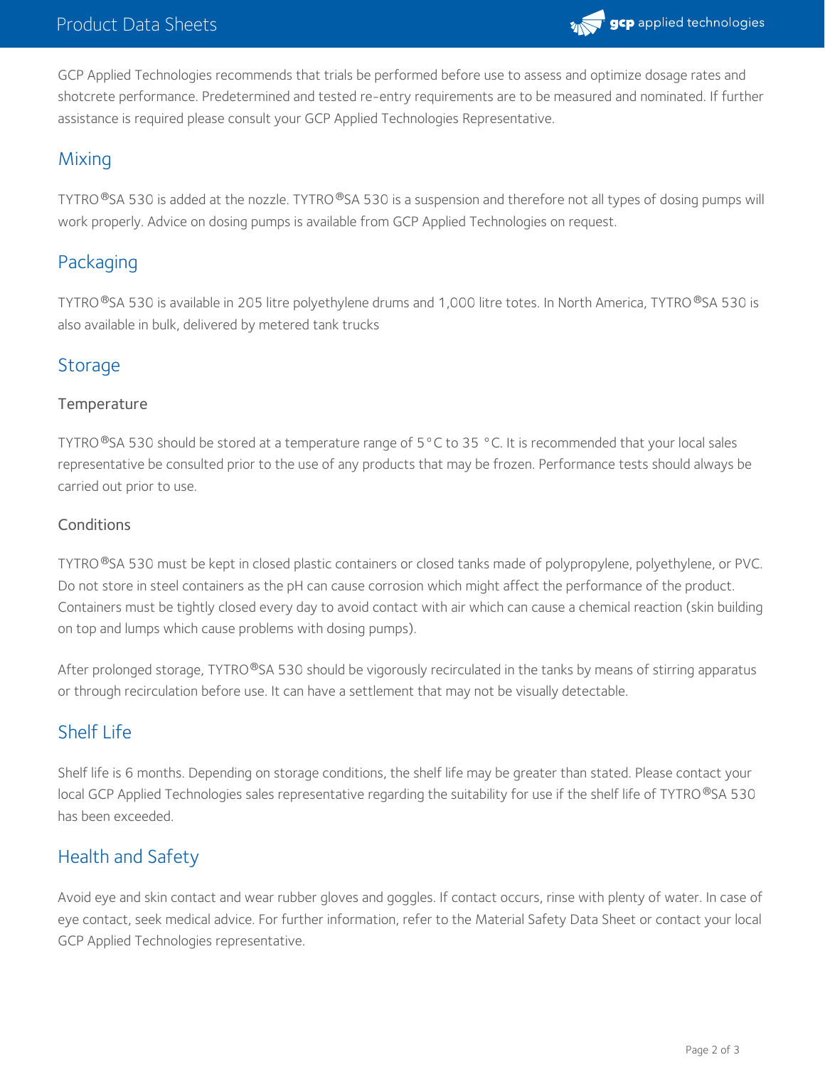GCP Applied Technologies recommends that trials be performed before use to assess and optimize dosage rates and shotcrete performance. Predetermined and tested re-entry requirements are to be measured and nominated. If further assistance is required please consult your GCP Applied Technologies Representative.

## Mixing

TYTRO®SA 530 is added at the nozzle. TYTRO®SA 530 is a suspension and therefore not all types of dosing pumps will work properly. Advice on dosing pumps is available from GCP Applied Technologies on request.

## Packaging

TYTRO®SA 530 is available in 205 litre polyethylene drums and 1,000 litre totes. In North America, TYTRO®SA 530 is also available in bulk, delivered by metered tank trucks

## Storage

### Temperature

TYTRO®SA 530 should be stored at a temperature range of 5°C to 35 °C. It is recommended that your local sales representative be consulted prior to the use of any products that may be frozen. Performance tests should always be carried out prior to use.

### Conditions

TYTRO®SA 530 must be kept in closed plastic containers or closed tanks made of polypropylene, polyethylene, or PVC. Do not store in steel containers as the pH can cause corrosion which might affect the performance of the product. Containers must be tightly closed every day to avoid contact with air which can cause a chemical reaction (skin building on top and lumps which cause problems with dosing pumps).

After prolonged storage, TYTRO®SA 530 should be vigorously recirculated in the tanks by means of stirring apparatus or through recirculation before use. It can have a settlement that may not be visually detectable.

## Shelf Life

Shelf life is 6 months. Depending on storage conditions, the shelf life may be greater than stated. Please contact your local GCP Applied Technologies sales representative regarding the suitability for use if the shelf life of TYTRO®SA 530 has been exceeded.

## Health and Safety

Avoid eye and skin contact and wear rubber gloves and goggles. If contact occurs, rinse with plenty of water. In case of eye contact, seek medical advice. For further information, refer to the Material Safety Data Sheet or contact your local GCP Applied Technologies representative.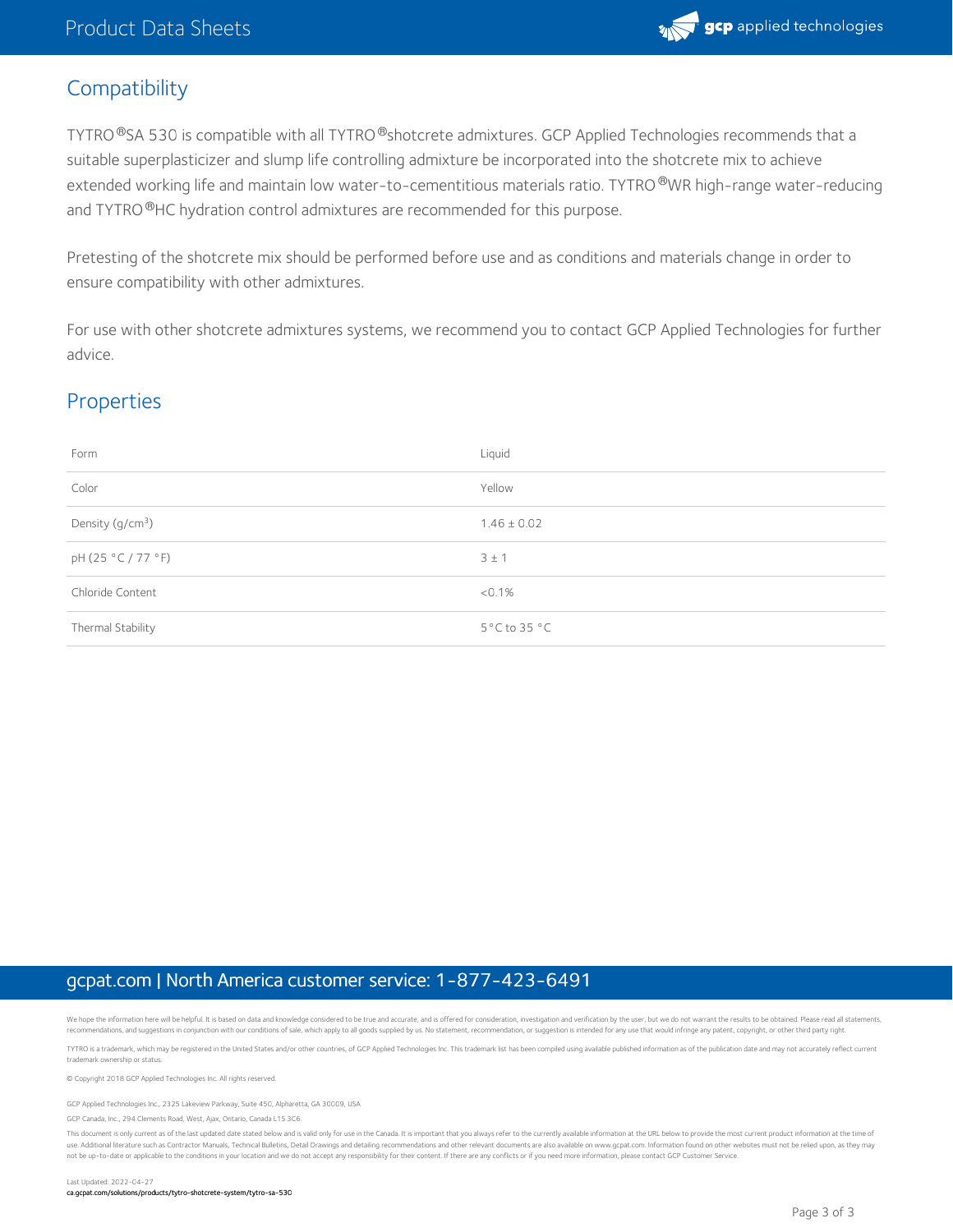## Compatibility

TYTRO®SA 530 is compatible with all TYTRO®shotcrete admixtures. GCP Applied Technologies recommends that a suitable superplasticizer and slump life controlling admixture be incorporated into the shotcrete mix to achieve extended working life and maintain low water-to-cementitious materials ratio. TYTRO®WR high-range water-reducing and TYTRO®HC hydration control admixtures are recommended for this purpose.

Pretesting of the shotcrete mix should be performed before use and as conditions and materials change in order to ensure compatibility with other admixtures.

For use with other shotcrete admixtures systems, we recommend you to contact GCP Applied Technologies for further advice.

## Properties

| | |
|---|---|
| Form | Liquid |
| Color | Yellow |
| Density ($g/cm^3$) | 1.46 ± 0.02 |
| pH (25 °C / 77 °F) | 3 ± 1 |
| Chloride Content | <0.1% |
| Thermal Stability | 5 °C to 35 °C |

gcpat.com | North America customer service: 1-877-423-6491

We hope the information here will be helpful. It is based on data and knowledge considered to be true and accurate, and is offered for consideration, investigation and verification by the user, but we do not warrant the results to be obtained. Please read all statements, recommendations, and suggestions in conjunction with our conditions of sale, which apply to all goods supplied by us. No statement, recommendation, or suggestion is intended for any use that would infringe any patent, copyright, or other third party right.

TYTRO is a trademark, which may be registered in the United States and/or other countries, of GCP Applied Technologies Inc. This trademark list has been compiled using available published information as of the publication date and may not accurately reflect current trademark ownership or status.

© Copyright 2018 GCP Applied Technologies Inc. All rights reserved.

GCP Applied Technologies Inc., 2325 Lakeview Parkway, Suite 450, Alpharetta, GA 30009, USA

GCP Canada, Inc., 294 Clements Road, West, Ajax, Ontario, Canada L1S 3C6.

This document is only current as of the last updated date stated below and is valid only for use in the Canada. It is important that you always refer to the currently available information at the URL below to provide the most current product information at the time of use. Additional literature such as Contractor Manuals, Technical Bulletins, Detail Drawings and detailing recommendations and other relevant documents are also available on www.gcpat.com. Information found on other websites must not be relied upon, as they may not be up-to-date or applicable to the conditions in your location and we do not accept any responsibility for their content. If there are any conflicts or if you need more information, please contact GCP Customer Service.

Last Updated: 2022-04-27

ca.gcpat.com/solutions/products/tytro-shotcrete-system/tytro-sa-530